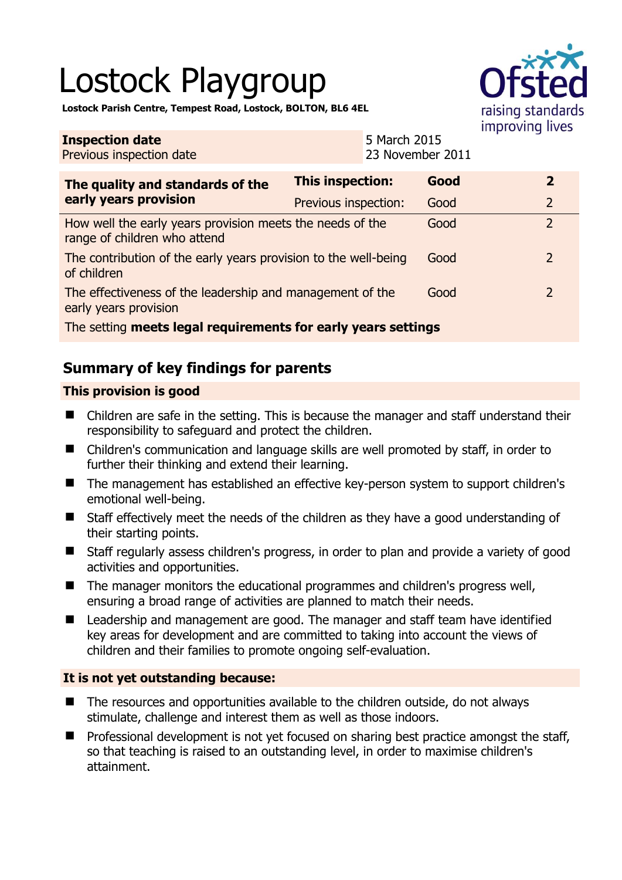# Lostock Playgroup

**Lostock Parish Centre, Tempest Road, Lostock, BOLTON, BL6 4EL**

| **Inspection date** | 5 March 2015 |
|---|---|
| Previous inspection date | 23 November 2011 |

| **The quality and standards of the early years provision** | **This inspection:** | **Good** | **2** |
|---|---|---|---|
| | Previous inspection: | Good | 2 |
| How well the early years provision meets the needs of the range of children who attend | | Good | 2 |
| The contribution of the early years provision to the well-being of children | | Good | 2 |
| The effectiveness of the leadership and management of the early years provision | | Good | 2 |
| The setting **meets legal requirements for early years settings** | | | |

## Summary of key findings for parents

### This provision is good

- Children are safe in the setting. This is because the manager and staff understand their responsibility to safeguard and protect the children.
- Children's communication and language skills are well promoted by staff, in order to further their thinking and extend their learning.
- The management has established an effective key-person system to support children's emotional well-being.
- Staff effectively meet the needs of the children as they have a good understanding of their starting points.
- Staff regularly assess children's progress, in order to plan and provide a variety of good activities and opportunities.
- The manager monitors the educational programmes and children's progress well, ensuring a broad range of activities are planned to match their needs.
- Leadership and management are good. The manager and staff team have identified key areas for development and are committed to taking into account the views of children and their families to promote ongoing self-evaluation.

### It is not yet outstanding because:

- The resources and opportunities available to the children outside, do not always stimulate, challenge and interest them as well as those indoors.
- Professional development is not yet focused on sharing best practice amongst the staff, so that teaching is raised to an outstanding level, in order to maximise children's attainment.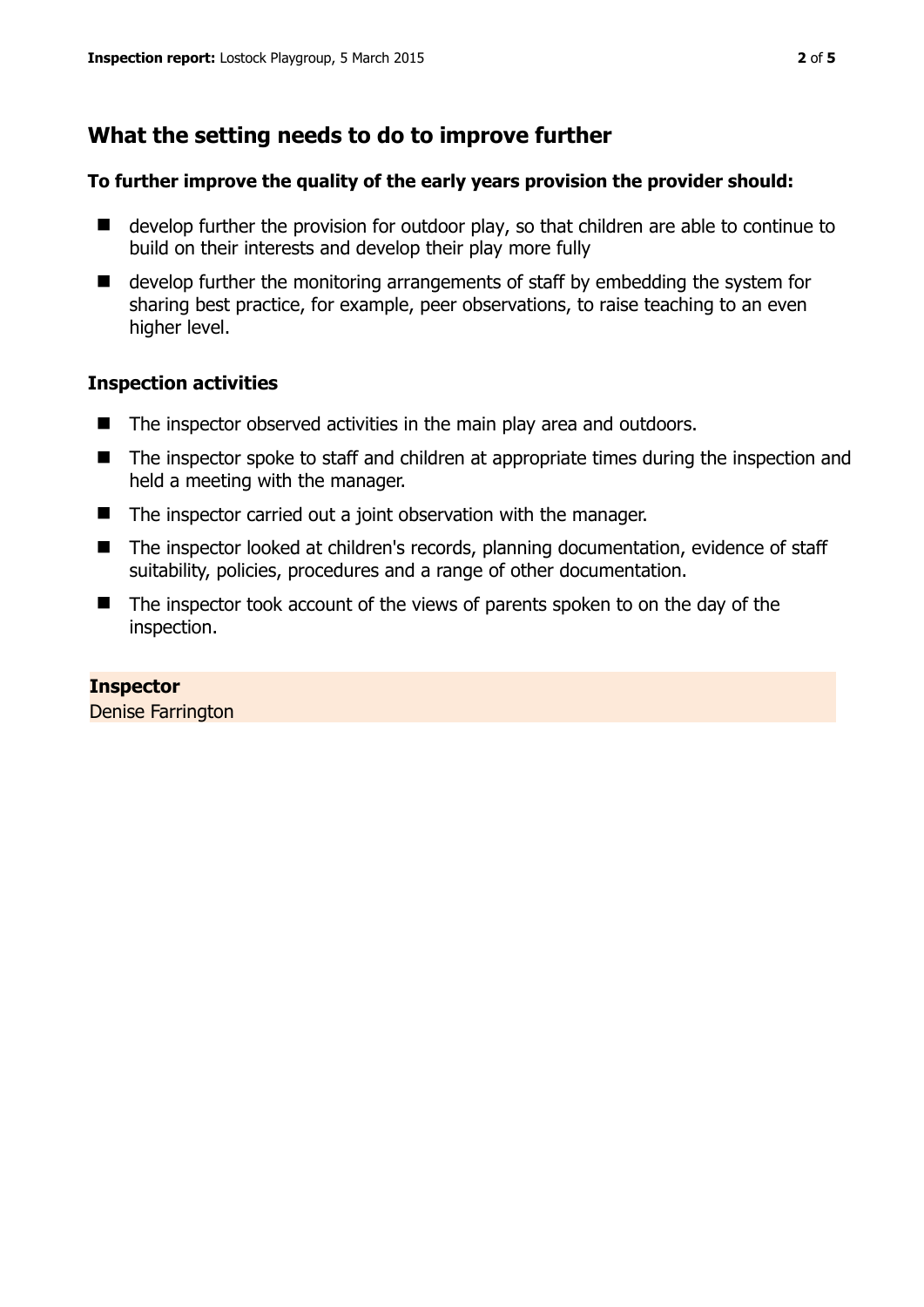## What the setting needs to do to improve further

**To further improve the quality of the early years provision the provider should:**

- develop further the provision for outdoor play, so that children are able to continue to build on their interests and develop their play more fully
- develop further the monitoring arrangements of staff by embedding the system for sharing best practice, for example, peer observations, to raise teaching to an even higher level.

### Inspection activities

- The inspector observed activities in the main play area and outdoors.
- The inspector spoke to staff and children at appropriate times during the inspection and held a meeting with the manager.
- The inspector carried out a joint observation with the manager.
- The inspector looked at children's records, planning documentation, evidence of staff suitability, policies, procedures and a range of other documentation.
- The inspector took account of the views of parents spoken to on the day of the inspection.

**Inspector**
Denise Farrington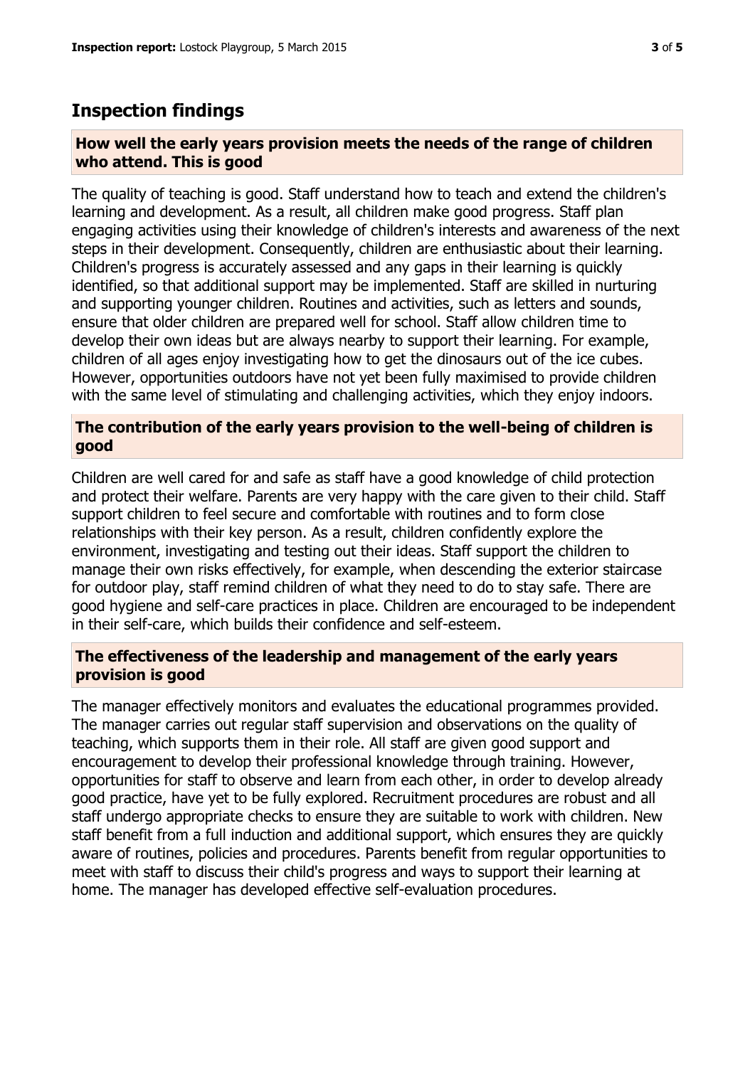## Inspection findings

### How well the early years provision meets the needs of the range of children who attend. This is good

The quality of teaching is good. Staff understand how to teach and extend the children's learning and development. As a result, all children make good progress. Staff plan engaging activities using their knowledge of children's interests and awareness of the next steps in their development. Consequently, children are enthusiastic about their learning. Children's progress is accurately assessed and any gaps in their learning is quickly identified, so that additional support may be implemented. Staff are skilled in nurturing and supporting younger children. Routines and activities, such as letters and sounds, ensure that older children are prepared well for school. Staff allow children time to develop their own ideas but are always nearby to support their learning. For example, children of all ages enjoy investigating how to get the dinosaurs out of the ice cubes. However, opportunities outdoors have not yet been fully maximised to provide children with the same level of stimulating and challenging activities, which they enjoy indoors.

### The contribution of the early years provision to the well-being of children is good

Children are well cared for and safe as staff have a good knowledge of child protection and protect their welfare. Parents are very happy with the care given to their child. Staff support children to feel secure and comfortable with routines and to form close relationships with their key person. As a result, children confidently explore the environment, investigating and testing out their ideas. Staff support the children to manage their own risks effectively, for example, when descending the exterior staircase for outdoor play, staff remind children of what they need to do to stay safe. There are good hygiene and self-care practices in place. Children are encouraged to be independent in their self-care, which builds their confidence and self-esteem.

### The effectiveness of the leadership and management of the early years provision is good

The manager effectively monitors and evaluates the educational programmes provided. The manager carries out regular staff supervision and observations on the quality of teaching, which supports them in their role. All staff are given good support and encouragement to develop their professional knowledge through training. However, opportunities for staff to observe and learn from each other, in order to develop already good practice, have yet to be fully explored. Recruitment procedures are robust and all staff undergo appropriate checks to ensure they are suitable to work with children. New staff benefit from a full induction and additional support, which ensures they are quickly aware of routines, policies and procedures. Parents benefit from regular opportunities to meet with staff to discuss their child's progress and ways to support their learning at home. The manager has developed effective self-evaluation procedures.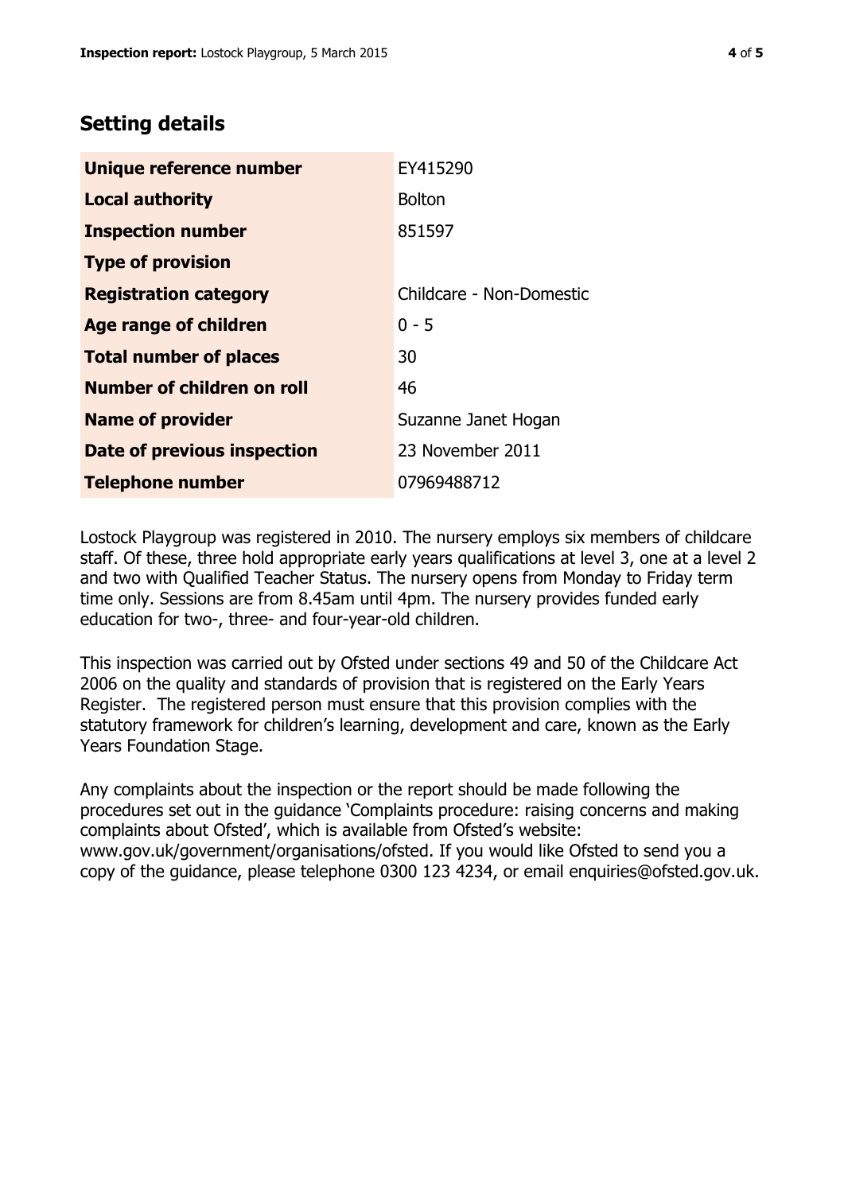## Setting details

| | |
|---|---|
| **Unique reference number** | EY415290 |
| **Local authority** | Bolton |
| **Inspection number** | 851597 |
| **Type of provision** | |
| **Registration category** | Childcare - Non-Domestic |
| **Age range of children** | 0 - 5 |
| **Total number of places** | 30 |
| **Number of children on roll** | 46 |
| **Name of provider** | Suzanne Janet Hogan |
| **Date of previous inspection** | 23 November 2011 |
| **Telephone number** | 07969488712 |

Lostock Playgroup was registered in 2010. The nursery employs six members of childcare staff. Of these, three hold appropriate early years qualifications at level 3, one at a level 2 and two with Qualified Teacher Status. The nursery opens from Monday to Friday term time only. Sessions are from 8.45am until 4pm. The nursery provides funded early education for two-, three- and four-year-old children.

This inspection was carried out by Ofsted under sections 49 and 50 of the Childcare Act 2006 on the quality and standards of provision that is registered on the Early Years Register. The registered person must ensure that this provision complies with the statutory framework for children's learning, development and care, known as the Early Years Foundation Stage.

Any complaints about the inspection or the report should be made following the procedures set out in the guidance 'Complaints procedure: raising concerns and making complaints about Ofsted', which is available from Ofsted's website: www.gov.uk/government/organisations/ofsted. If you would like Ofsted to send you a copy of the guidance, please telephone 0300 123 4234, or email enquiries@ofsted.gov.uk.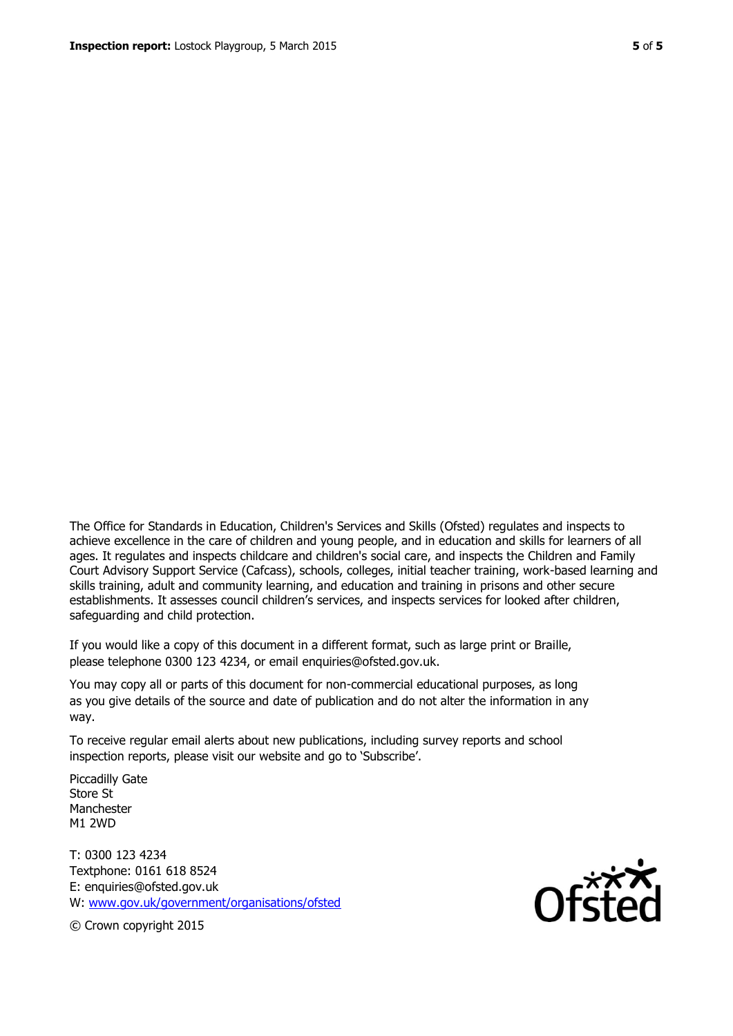The Office for Standards in Education, Children's Services and Skills (Ofsted) regulates and inspects to achieve excellence in the care of children and young people, and in education and skills for learners of all ages. It regulates and inspects childcare and children's social care, and inspects the Children and Family Court Advisory Support Service (Cafcass), schools, colleges, initial teacher training, work-based learning and skills training, adult and community learning, and education and training in prisons and other secure establishments. It assesses council children's services, and inspects services for looked after children, safeguarding and child protection.

If you would like a copy of this document in a different format, such as large print or Braille, please telephone 0300 123 4234, or email enquiries@ofsted.gov.uk.

You may copy all or parts of this document for non-commercial educational purposes, as long as you give details of the source and date of publication and do not alter the information in any way.

To receive regular email alerts about new publications, including survey reports and school inspection reports, please visit our website and go to 'Subscribe'.

Piccadilly Gate
Store St
Manchester
M1 2WD

T: 0300 123 4234
Textphone: 0161 618 8524
E: enquiries@ofsted.gov.uk
W: [www.gov.uk/government/organisations/ofsted](http://www.gov.uk/government/organisations/ofsted)

© Crown copyright 2015

Ofsted